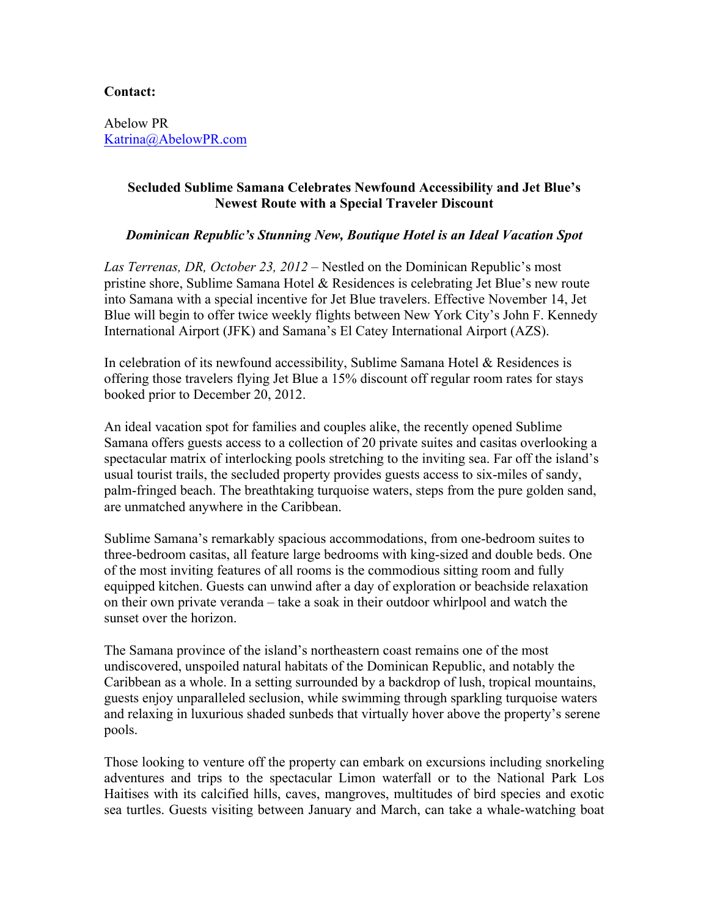**Contact:**

Abelow PR
Katrina@AbelowPR.com

**Secluded Sublime Samana Celebrates Newfound Accessibility and Jet Blue's Newest Route with a Special Traveler Discount**

***Dominican Republic's Stunning New, Boutique Hotel is an Ideal Vacation Spot***

*Las Terrenas, DR, October 23, 2012* – Nestled on the Dominican Republic's most pristine shore, Sublime Samana Hotel & Residences is celebrating Jet Blue's new route into Samana with a special incentive for Jet Blue travelers. Effective November 14, Jet Blue will begin to offer twice weekly flights between New York City's John F. Kennedy International Airport (JFK) and Samana's El Catey International Airport (AZS).

In celebration of its newfound accessibility, Sublime Samana Hotel & Residences is offering those travelers flying Jet Blue a 15% discount off regular room rates for stays booked prior to December 20, 2012.

An ideal vacation spot for families and couples alike, the recently opened Sublime Samana offers guests access to a collection of 20 private suites and casitas overlooking a spectacular matrix of interlocking pools stretching to the inviting sea. Far off the island's usual tourist trails, the secluded property provides guests access to six-miles of sandy, palm-fringed beach. The breathtaking turquoise waters, steps from the pure golden sand, are unmatched anywhere in the Caribbean.

Sublime Samana's remarkably spacious accommodations, from one-bedroom suites to three-bedroom casitas, all feature large bedrooms with king-sized and double beds. One of the most inviting features of all rooms is the commodious sitting room and fully equipped kitchen. Guests can unwind after a day of exploration or beachside relaxation on their own private veranda – take a soak in their outdoor whirlpool and watch the sunset over the horizon.

The Samana province of the island's northeastern coast remains one of the most undiscovered, unspoiled natural habitats of the Dominican Republic, and notably the Caribbean as a whole. In a setting surrounded by a backdrop of lush, tropical mountains, guests enjoy unparalleled seclusion, while swimming through sparkling turquoise waters and relaxing in luxurious shaded sunbeds that virtually hover above the property's serene pools.

Those looking to venture off the property can embark on excursions including snorkeling adventures and trips to the spectacular Limon waterfall or to the National Park Los Haitises with its calcified hills, caves, mangroves, multitudes of bird species and exotic sea turtles. Guests visiting between January and March, can take a whale-watching boat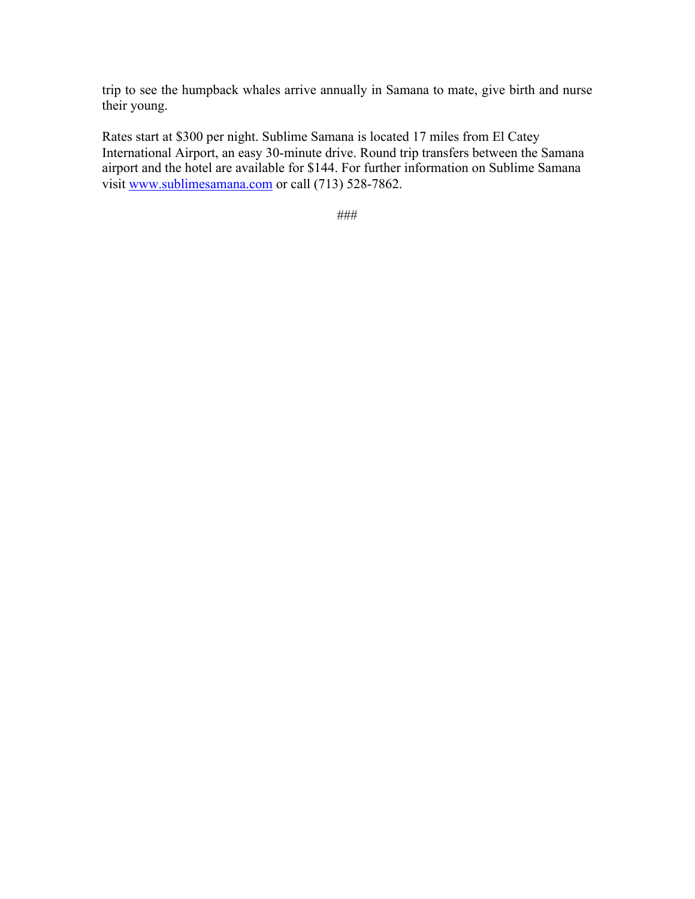trip to see the humpback whales arrive annually in Samana to mate, give birth and nurse their young.

Rates start at $300 per night. Sublime Samana is located 17 miles from El Catey International Airport, an easy 30-minute drive. Round trip transfers between the Samana airport and the hotel are available for $144. For further information on Sublime Samana visit [www.sublimesamana.com](http://www.sublimesamana.com) or call (713) 528-7862.

###